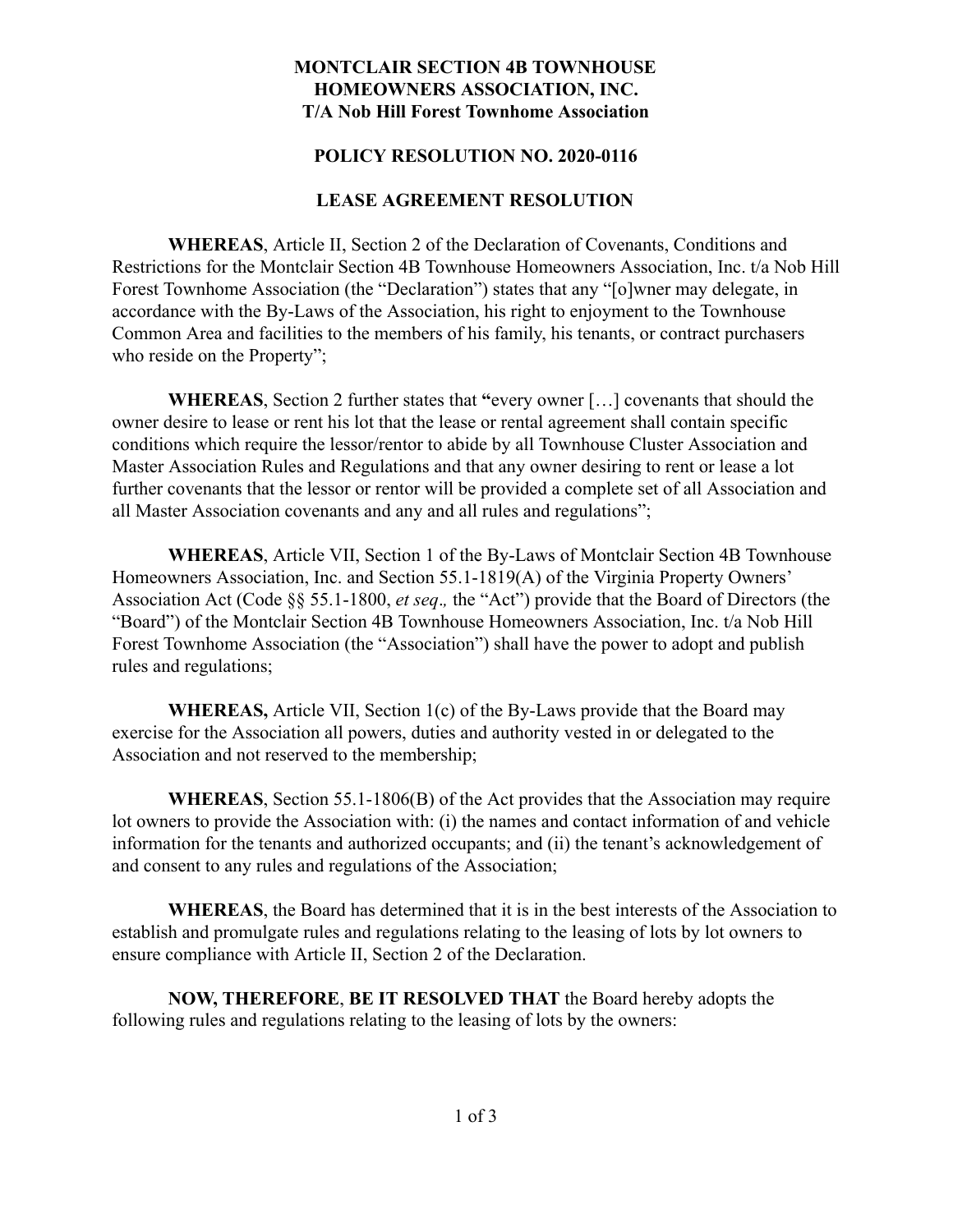**MONTCLAIR SECTION 4B TOWNHOUSE HOMEOWNERS ASSOCIATION, INC.**
**T/A Nob Hill Forest Townhome Association**

**POLICY RESOLUTION NO. 2020-0116**

**LEASE AGREEMENT RESOLUTION**

**WHEREAS**, Article II, Section 2 of the Declaration of Covenants, Conditions and Restrictions for the Montclair Section 4B Townhouse Homeowners Association, Inc. t/a Nob Hill Forest Townhome Association (the "Declaration") states that any "[o]wner may delegate, in accordance with the By-Laws of the Association, his right to enjoyment to the Townhouse Common Area and facilities to the members of his family, his tenants, or contract purchasers who reside on the Property";

**WHEREAS**, Section 2 further states that **"**every owner […] covenants that should the owner desire to lease or rent his lot that the lease or rental agreement shall contain specific conditions which require the lessor/rentor to abide by all Townhouse Cluster Association and Master Association Rules and Regulations and that any owner desiring to rent or lease a lot further covenants that the lessor or rentor will be provided a complete set of all Association and all Master Association covenants and any and all rules and regulations";

**WHEREAS**, Article VII, Section 1 of the By-Laws of Montclair Section 4B Townhouse Homeowners Association, Inc. and Section 55.1-1819(A) of the Virginia Property Owners' Association Act (Code §§ 55.1-1800, *et seq.,* the "Act") provide that the Board of Directors (the "Board") of the Montclair Section 4B Townhouse Homeowners Association, Inc. t/a Nob Hill Forest Townhome Association (the "Association") shall have the power to adopt and publish rules and regulations;

**WHEREAS,** Article VII, Section 1(c) of the By-Laws provide that the Board may exercise for the Association all powers, duties and authority vested in or delegated to the Association and not reserved to the membership;

**WHEREAS**, Section 55.1-1806(B) of the Act provides that the Association may require lot owners to provide the Association with: (i) the names and contact information of and vehicle information for the tenants and authorized occupants; and (ii) the tenant's acknowledgement of and consent to any rules and regulations of the Association;

**WHEREAS**, the Board has determined that it is in the best interests of the Association to establish and promulgate rules and regulations relating to the leasing of lots by lot owners to ensure compliance with Article II, Section 2 of the Declaration.

**NOW, THEREFORE**, **BE IT RESOLVED THAT** the Board hereby adopts the following rules and regulations relating to the leasing of lots by the owners: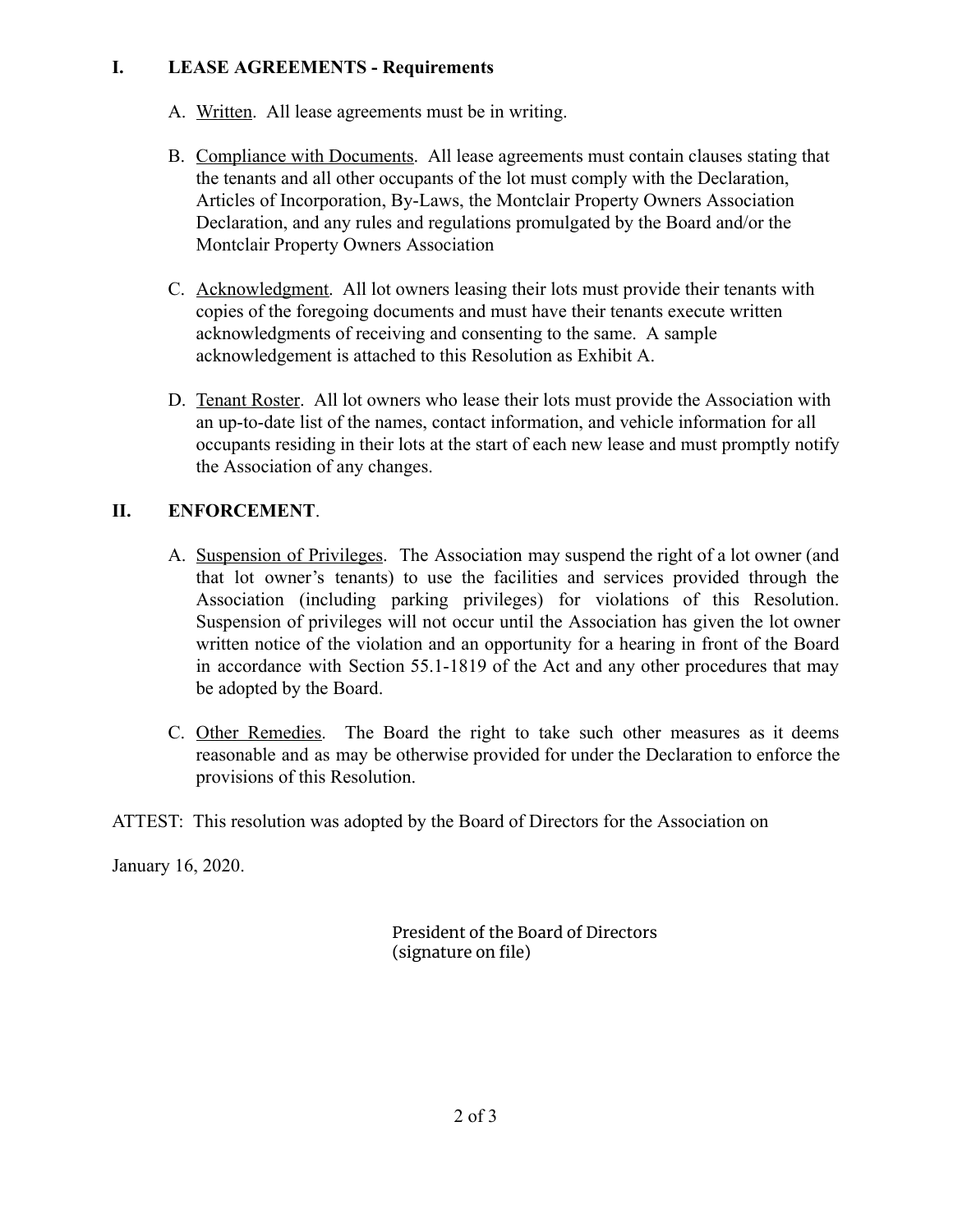## I. LEASE AGREEMENTS - Requirements

A. Written. All lease agreements must be in writing.

B. Compliance with Documents. All lease agreements must contain clauses stating that the tenants and all other occupants of the lot must comply with the Declaration, Articles of Incorporation, By-Laws, the Montclair Property Owners Association Declaration, and any rules and regulations promulgated by the Board and/or the Montclair Property Owners Association

C. Acknowledgment. All lot owners leasing their lots must provide their tenants with copies of the foregoing documents and must have their tenants execute written acknowledgments of receiving and consenting to the same. A sample acknowledgement is attached to this Resolution as Exhibit A.

D. Tenant Roster. All lot owners who lease their lots must provide the Association with an up-to-date list of the names, contact information, and vehicle information for all occupants residing in their lots at the start of each new lease and must promptly notify the Association of any changes.

## II. ENFORCEMENT.

A. Suspension of Privileges. The Association may suspend the right of a lot owner (and that lot owner's tenants) to use the facilities and services provided through the Association (including parking privileges) for violations of this Resolution. Suspension of privileges will not occur until the Association has given the lot owner written notice of the violation and an opportunity for a hearing in front of the Board in accordance with Section 55.1-1819 of the Act and any other procedures that may be adopted by the Board.

C. Other Remedies. The Board the right to take such other measures as it deems reasonable and as may be otherwise provided for under the Declaration to enforce the provisions of this Resolution.

ATTEST: This resolution was adopted by the Board of Directors for the Association on

January 16, 2020.

President of the Board of Directors
(signature on file)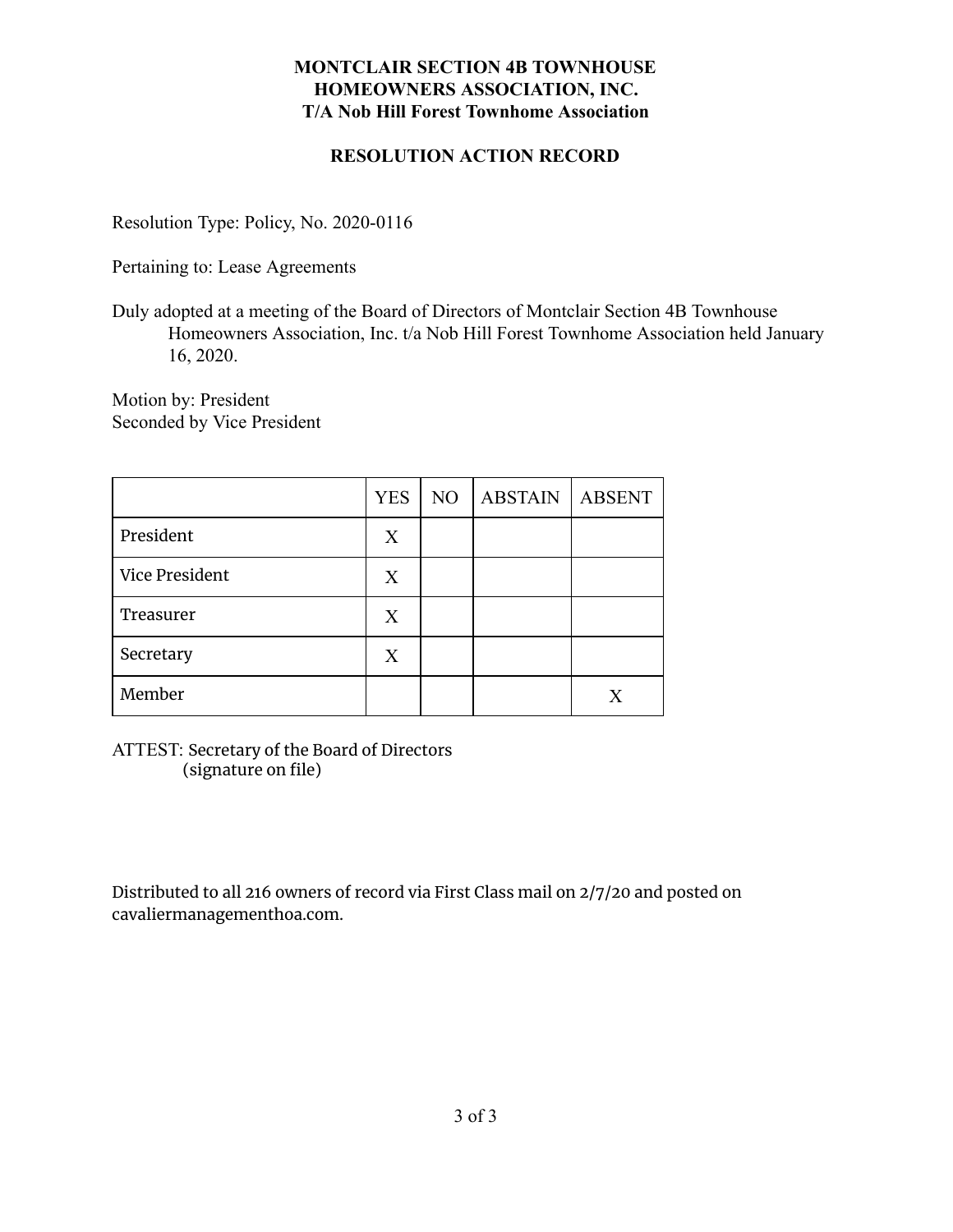**MONTCLAIR SECTION 4B TOWNHOUSE**
**HOMEOWNERS ASSOCIATION, INC.**
**T/A Nob Hill Forest Townhome Association**

**RESOLUTION ACTION RECORD**

Resolution Type: Policy, No. 2020-0116

Pertaining to: Lease Agreements

Duly adopted at a meeting of the Board of Directors of Montclair Section 4B Townhouse Homeowners Association, Inc. t/a Nob Hill Forest Townhome Association held January 16, 2020.

Motion by: President
Seconded by Vice President

| | YES | NO | ABSTAIN | ABSENT |
|---|---|---|---|---|
| President | X | | | |
| Vice President | X | | | |
| Treasurer | X | | | |
| Secretary | X | | | |
| Member | | | | X |

ATTEST: Secretary of the Board of Directors
(signature on file)

Distributed to all 216 owners of record via First Class mail on 2/7/20 and posted on cavaliermanagementhoa.com.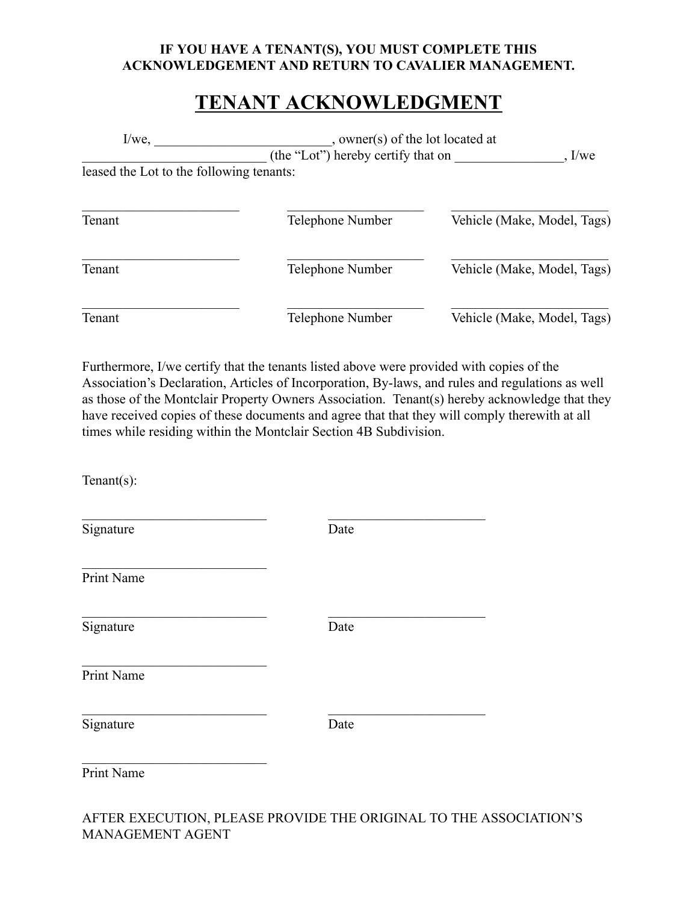**IF YOU HAVE A TENANT(S), YOU MUST COMPLETE THIS ACKNOWLEDGEMENT AND RETURN TO CAVALIER MANAGEMENT.**

# TENANT ACKNOWLEDGMENT

I/we, __________________________, owner(s) of the lot located at __________________________ (the "Lot") hereby certify that on ________________, I/we leased the Lot to the following tenants:

| | | |
|---|---|---|
| ______________________ | ____________________ | ______________________ |
| Tenant | Telephone Number | Vehicle (Make, Model, Tags) |
| ______________________ | ____________________ | ______________________ |
| Tenant | Telephone Number | Vehicle (Make, Model, Tags) |
| ______________________ | ____________________ | ______________________ |
| Tenant | Telephone Number | Vehicle (Make, Model, Tags) |

Furthermore, I/we certify that the tenants listed above were provided with copies of the Association's Declaration, Articles of Incorporation, By-laws, and rules and regulations as well as those of the Montclair Property Owners Association. Tenant(s) hereby acknowledge that they have received copies of these documents and agree that that they will comply therewith at all times while residing within the Montclair Section 4B Subdivision.

Tenant(s):

| | |
|---|---|
| ___________________________ | _______________________ |
| Signature | Date |
| ___________________________ | |
| Print Name | |
| ___________________________ | _______________________ |
| Signature | Date |
| ___________________________ | |
| Print Name | |
| ___________________________ | _______________________ |
| Signature | Date |
| ___________________________ | |
| Print Name | |

AFTER EXECUTION, PLEASE PROVIDE THE ORIGINAL TO THE ASSOCIATION'S MANAGEMENT AGENT